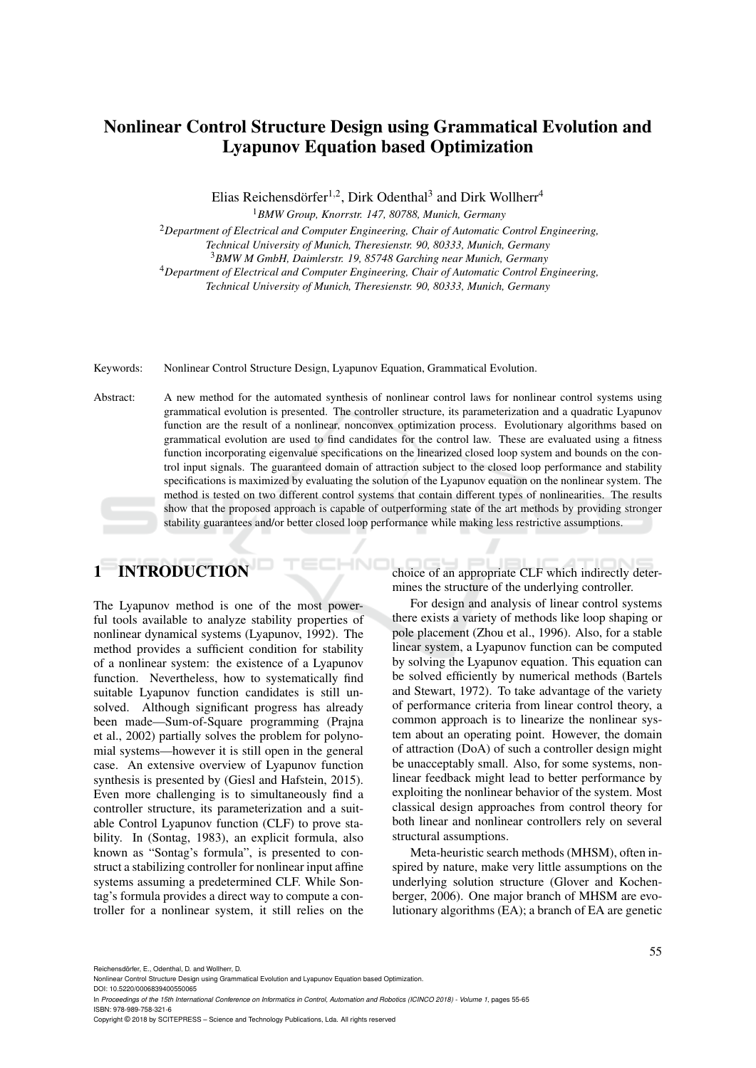# Nonlinear Control Structure Design using Grammatical Evolution and Lyapunov Equation based Optimization

Elias Reichensdörfer[1,2], Dirk Odenthal[3] and Dirk Wollherr[4]

[1] *BMW Group, Knorrstr. 147, 80788, Munich, Germany*

[2] *Department of Electrical and Computer Engineering, Chair of Automatic Control Engineering, Technical University of Munich, Theresienstr. 90, 80333, Munich, Germany*

[3] *BMW M GmbH, Daimlerstr. 19, 85748 Garching near Munich, Germany*

[4] *Department of Electrical and Computer Engineering, Chair of Automatic Control Engineering, Technical University of Munich, Theresienstr. 90, 80333, Munich, Germany*

Keywords: Nonlinear Control Structure Design, Lyapunov Equation, Grammatical Evolution.

Abstract: A new method for the automated synthesis of nonlinear control laws for nonlinear control systems using grammatical evolution is presented. The controller structure, its parameterization and a quadratic Lyapunov function are the result of a nonlinear, nonconvex optimization process. Evolutionary algorithms based on grammatical evolution are used to find candidates for the control law. These are evaluated using a fitness function incorporating eigenvalue specifications on the linearized closed loop system and bounds on the control input signals. The guaranteed domain of attraction subject to the closed loop performance and stability specifications is maximized by evaluating the solution of the Lyapunov equation on the nonlinear system. The method is tested on two different control systems that contain different types of nonlinearities. The results show that the proposed approach is capable of outperforming state of the art methods by providing stronger stability guarantees and/or better closed loop performance while making less restrictive assumptions.

## 1 INTRODUCTION

The Lyapunov method is one of the most powerful tools available to analyze stability properties of nonlinear dynamical systems (Lyapunov, 1992). The method provides a sufficient condition for stability of a nonlinear system: the existence of a Lyapunov function. Nevertheless, how to systematically find suitable Lyapunov function candidates is still unsolved. Although significant progress has already been made—Sum-of-Square programming (Prajna et al., 2002) partially solves the problem for polynomial systems—however it is still open in the general case. An extensive overview of Lyapunov function synthesis is presented by (Giesl and Hafstein, 2015). Even more challenging is to simultaneously find a controller structure, its parameterization and a suitable Control Lyapunov function (CLF) to prove stability. In (Sontag, 1983), an explicit formula, also known as "Sontag's formula", is presented to construct a stabilizing controller for nonlinear input affine systems assuming a predetermined CLF. While Sontag's formula provides a direct way to compute a controller for a nonlinear system, it still relies on the choice of an appropriate CLF which indirectly determines the structure of the underlying controller.

For design and analysis of linear control systems there exists a variety of methods like loop shaping or pole placement (Zhou et al., 1996). Also, for a stable linear system, a Lyapunov function can be computed by solving the Lyapunov equation. This equation can be solved efficiently by numerical methods (Bartels and Stewart, 1972). To take advantage of the variety of performance criteria from linear control theory, a common approach is to linearize the nonlinear system about an operating point. However, the domain of attraction (DoA) of such a controller design might be unacceptably small. Also, for some systems, nonlinear feedback might lead to better performance by exploiting the nonlinear behavior of the system. Most classical design approaches from control theory for both linear and nonlinear controllers rely on several structural assumptions.

Meta-heuristic search methods (MHSM), often inspired by nature, make very little assumptions on the underlying solution structure (Glover and Kochenberger, 2006). One major branch of MHSM are evolutionary algorithms (EA); a branch of EA are genetic

Reichensdörfer, E., Odenthal, D. and Wollherr, D.
Nonlinear Control Structure Design using Grammatical Evolution and Lyapunov Equation based Optimization.
DOI: 10.5220/0006839400550065
In *Proceedings of the 15th International Conference on Informatics in Control, Automation and Robotics (ICINCO 2018) - Volume 1*, pages 55-65
ISBN: 978-989-758-321-6
Copyright © 2018 by SCITEPRESS – Science and Technology Publications, Lda. All rights reserved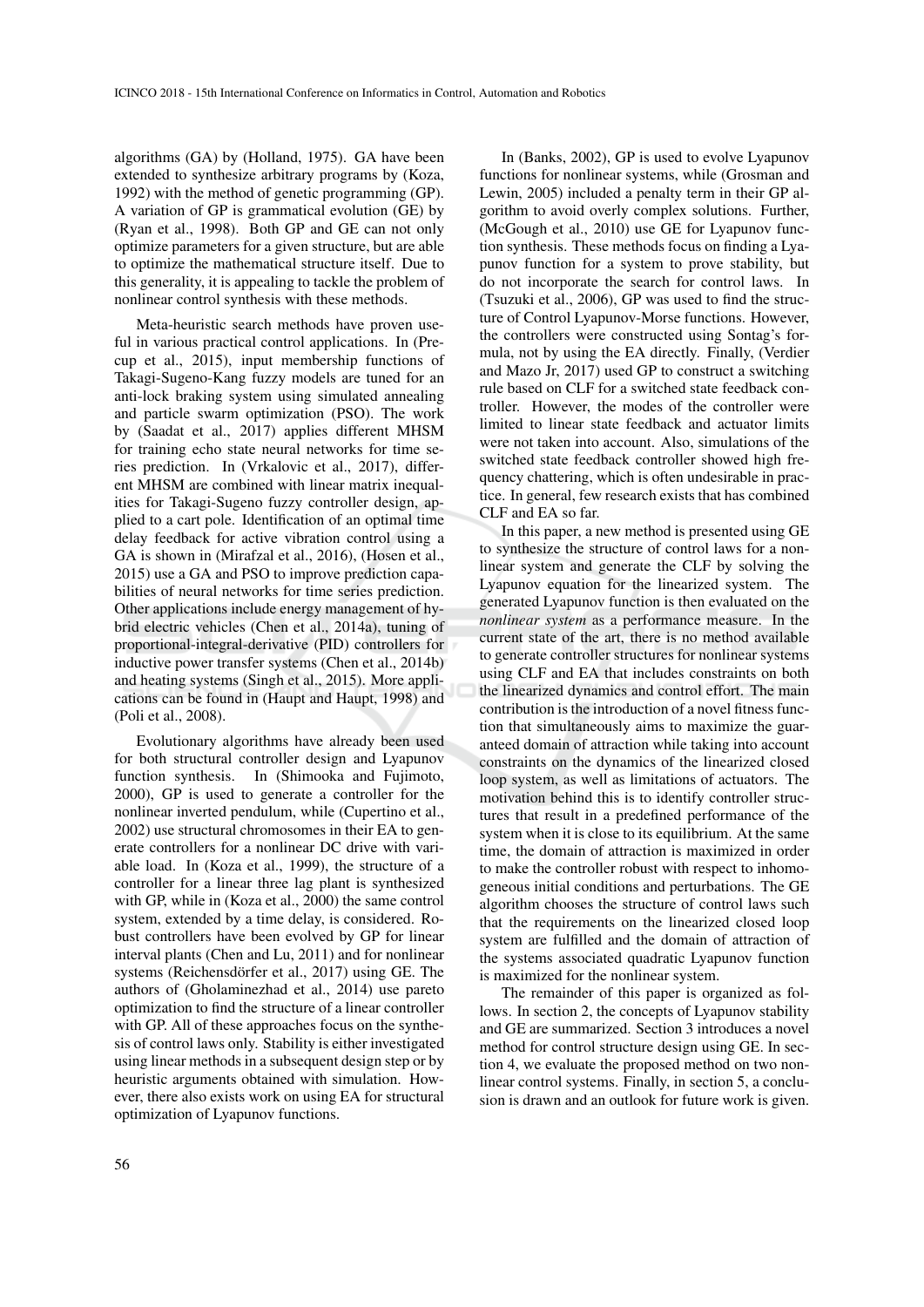algorithms (GA) by (Holland, 1975). GA have been extended to synthesize arbitrary programs by (Koza, 1992) with the method of genetic programming (GP). A variation of GP is grammatical evolution (GE) by (Ryan et al., 1998). Both GP and GE can not only optimize parameters for a given structure, but are able to optimize the mathematical structure itself. Due to this generality, it is appealing to tackle the problem of nonlinear control synthesis with these methods.

Meta-heuristic search methods have proven useful in various practical control applications. In (Precup et al., 2015), input membership functions of Takagi-Sugeno-Kang fuzzy models are tuned for an anti-lock braking system using simulated annealing and particle swarm optimization (PSO). The work by (Saadat et al., 2017) applies different MHSM for training echo state neural networks for time series prediction. In (Vrkalovic et al., 2017), different MHSM are combined with linear matrix inequalities for Takagi-Sugeno fuzzy controller design, applied to a cart pole. Identification of an optimal time delay feedback for active vibration control using a GA is shown in (Mirafzal et al., 2016), (Hosen et al., 2015) use a GA and PSO to improve prediction capabilities of neural networks for time series prediction. Other applications include energy management of hybrid electric vehicles (Chen et al., 2014a), tuning of proportional-integral-derivative (PID) controllers for inductive power transfer systems (Chen et al., 2014b) and heating systems (Singh et al., 2015). More applications can be found in (Haupt and Haupt, 1998) and (Poli et al., 2008).

Evolutionary algorithms have already been used for both structural controller design and Lyapunov function synthesis. In (Shimooka and Fujimoto, 2000), GP is used to generate a controller for the nonlinear inverted pendulum, while (Cupertino et al., 2002) use structural chromosomes in their EA to generate controllers for a nonlinear DC drive with variable load. In (Koza et al., 1999), the structure of a controller for a linear three lag plant is synthesized with GP, while in (Koza et al., 2000) the same control system, extended by a time delay, is considered. Robust controllers have been evolved by GP for linear interval plants (Chen and Lu, 2011) and for nonlinear systems (Reichensdörfer et al., 2017) using GE. The authors of (Gholaminezhad et al., 2014) use pareto optimization to find the structure of a linear controller with GP. All of these approaches focus on the synthesis of control laws only. Stability is either investigated using linear methods in a subsequent design step or by heuristic arguments obtained with simulation. However, there also exists work on using EA for structural optimization of Lyapunov functions.

In (Banks, 2002), GP is used to evolve Lyapunov functions for nonlinear systems, while (Grosman and Lewin, 2005) included a penalty term in their GP algorithm to avoid overly complex solutions. Further, (McGough et al., 2010) use GE for Lyapunov function synthesis. These methods focus on finding a Lyapunov function for a system to prove stability, but do not incorporate the search for control laws. In (Tsuzuki et al., 2006), GP was used to find the structure of Control Lyapunov-Morse functions. However, the controllers were constructed using Sontag's formula, not by using the EA directly. Finally, (Verdier and Mazo Jr, 2017) used GP to construct a switching rule based on CLF for a switched state feedback controller. However, the modes of the controller were limited to linear state feedback and actuator limits were not taken into account. Also, simulations of the switched state feedback controller showed high frequency chattering, which is often undesirable in practice. In general, few research exists that has combined CLF and EA so far.

In this paper, a new method is presented using GE to synthesize the structure of control laws for a nonlinear system and generate the CLF by solving the Lyapunov equation for the linearized system. The generated Lyapunov function is then evaluated on the *nonlinear system* as a performance measure. In the current state of the art, there is no method available to generate controller structures for nonlinear systems using CLF and EA that includes constraints on both the linearized dynamics and control effort. The main contribution is the introduction of a novel fitness function that simultaneously aims to maximize the guaranteed domain of attraction while taking into account constraints on the dynamics of the linearized closed loop system, as well as limitations of actuators. The motivation behind this is to identify controller structures that result in a predefined performance of the system when it is close to its equilibrium. At the same time, the domain of attraction is maximized in order to make the controller robust with respect to inhomogeneous initial conditions and perturbations. The GE algorithm chooses the structure of control laws such that the requirements on the linearized closed loop system are fulfilled and the domain of attraction of the systems associated quadratic Lyapunov function is maximized for the nonlinear system.

The remainder of this paper is organized as follows. In section 2, the concepts of Lyapunov stability and GE are summarized. Section 3 introduces a novel method for control structure design using GE. In section 4, we evaluate the proposed method on two nonlinear control systems. Finally, in section 5, a conclusion is drawn and an outlook for future work is given.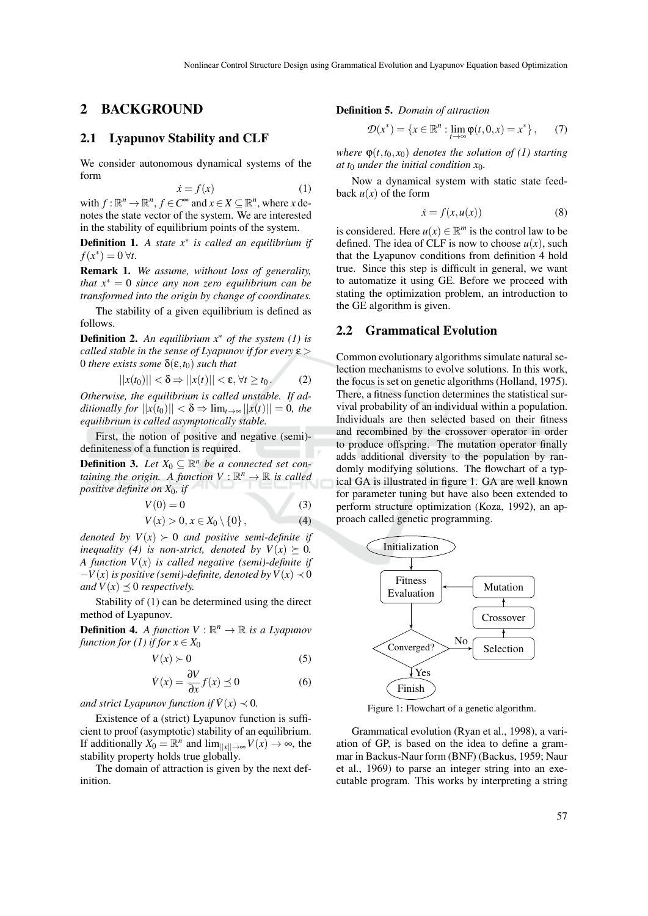## 2 BACKGROUND

### 2.1 Lyapunov Stability and CLF

We consider autonomous dynamical systems of the form

$$\dot{x} = f(x) \tag{1}$$

with $f : \mathbb{R}^n \rightarrow \mathbb{R}^n$, $f \in C^\infty$ and $x \in X \subseteq \mathbb{R}^n$, where $x$ denotes the state vector of the system. We are interested in the stability of equilibrium points of the system.

**Definition 1.** *A state $x^*$ is called an equilibrium if $f(x^*) = 0 \; \forall t$.*

**Remark 1.** *We assume, without loss of generality, that $x^* = 0$ since any non zero equilibrium can be transformed into the origin by change of coordinates.*

The stability of a given equilibrium is defined as follows.

**Definition 2.** *An equilibrium $x^*$ of the system (1) is called stable in the sense of Lyapunov if for every $\varepsilon > 0$ there exists some $\delta(\varepsilon, t_0)$ such that*

$$||x(t_0)|| < \delta \Rightarrow ||x(t)|| < \varepsilon, \forall t \geq t_0. \tag{2}$$

*Otherwise, the equilibrium is called unstable. If additionally for $||x(t_0)|| < \delta \Rightarrow \lim_{t\rightarrow\infty} ||x(t)|| = 0$, the equilibrium is called asymptotically stable.*

First, the notion of positive and negative (semi)-definiteness of a function is required.

**Definition 3.** *Let $X_0 \subseteq \mathbb{R}^n$ be a connected set containing the origin. A function $V : \mathbb{R}^n \rightarrow \mathbb{R}$ is called positive definite on $X_0$, if*

$$V(0) = 0 \tag{3}$$

$$V(x) > 0, x \in X_0 \setminus \{0\}, \tag{4}$$

*denoted by $V(x) \succ 0$ and positive semi-definite if inequality (4) is non-strict, denoted by $V(x) \succeq 0$. A function $V(x)$ is called negative (semi)-definite if $-V(x)$ is positive (semi)-definite, denoted by $V(x) \prec 0$ and $V(x) \preceq 0$ respectively.*

Stability of (1) can be determined using the direct method of Lyapunov.

**Definition 4.** *A function $V : \mathbb{R}^n \rightarrow \mathbb{R}$ is a Lyapunov function for (1) if for $x \in X_0$*

$$V(x) \succ 0 \tag{5}$$

$$\dot{V}(x) = \frac{\partial V}{\partial x} f(x) \preceq 0 \tag{6}$$

*and strict Lyapunov function if $\dot{V}(x) \prec 0$.*

Existence of a (strict) Lyapunov function is sufficient to proof (asymptotic) stability of an equilibrium. If additionally $X_0 = \mathbb{R}^n$ and $\lim_{||x||\rightarrow\infty} V(x) \rightarrow \infty$, the stability property holds true globally.

The domain of attraction is given by the next definition.

**Definition 5.** *Domain of attraction*

$$\mathcal{D}(x^*) = \{x \in \mathbb{R}^n : \lim_{t\rightarrow\infty} \varphi(t, 0, x) = x^*\}, \tag{7}$$

*where $\varphi(t, t_0, x_0)$ denotes the solution of (1) starting at $t_0$ under the initial condition $x_0$.*

Now a dynamical system with static state feedback $u(x)$ of the form

$$\dot{x} = f(x, u(x)) \tag{8}$$

is considered. Here $u(x) \in \mathbb{R}^m$ is the control law to be defined. The idea of CLF is now to choose $u(x)$, such that the Lyapunov conditions from definition 4 hold true. Since this step is difficult in general, we want to automatize it using GE. Before we proceed with stating the optimization problem, an introduction to the GE algorithm is given.

### 2.2 Grammatical Evolution

Common evolutionary algorithms simulate natural selection mechanisms to evolve solutions. In this work, the focus is set on genetic algorithms (Holland, 1975). There, a fitness function determines the statistical survival probability of an individual within a population. Individuals are then selected based on their fitness and recombined by the crossover operator in order to produce offspring. The mutation operator finally adds additional diversity to the population by randomly modifying solutions. The flowchart of a typical GA is illustrated in figure 1. GA are well known for parameter tuning but have also been extended to perform structure optimization (Koza, 1992), an approach called genetic programming.

```
Initialization
      |
      v
Fitness Evaluation <---- Mutation
      |                     ^
      v                     |
                        Crossover
                            ^
                            |
 Converged? ---No---->  Selection
      |
     Yes
      v
    Finish
```

Figure 1: Flowchart of a genetic algorithm.

Grammatical evolution (Ryan et al., 1998), a variation of GP, is based on the idea to define a grammar in Backus-Naur form (BNF) (Backus, 1959; Naur et al., 1969) to parse an integer string into an executable program. This works by interpreting a string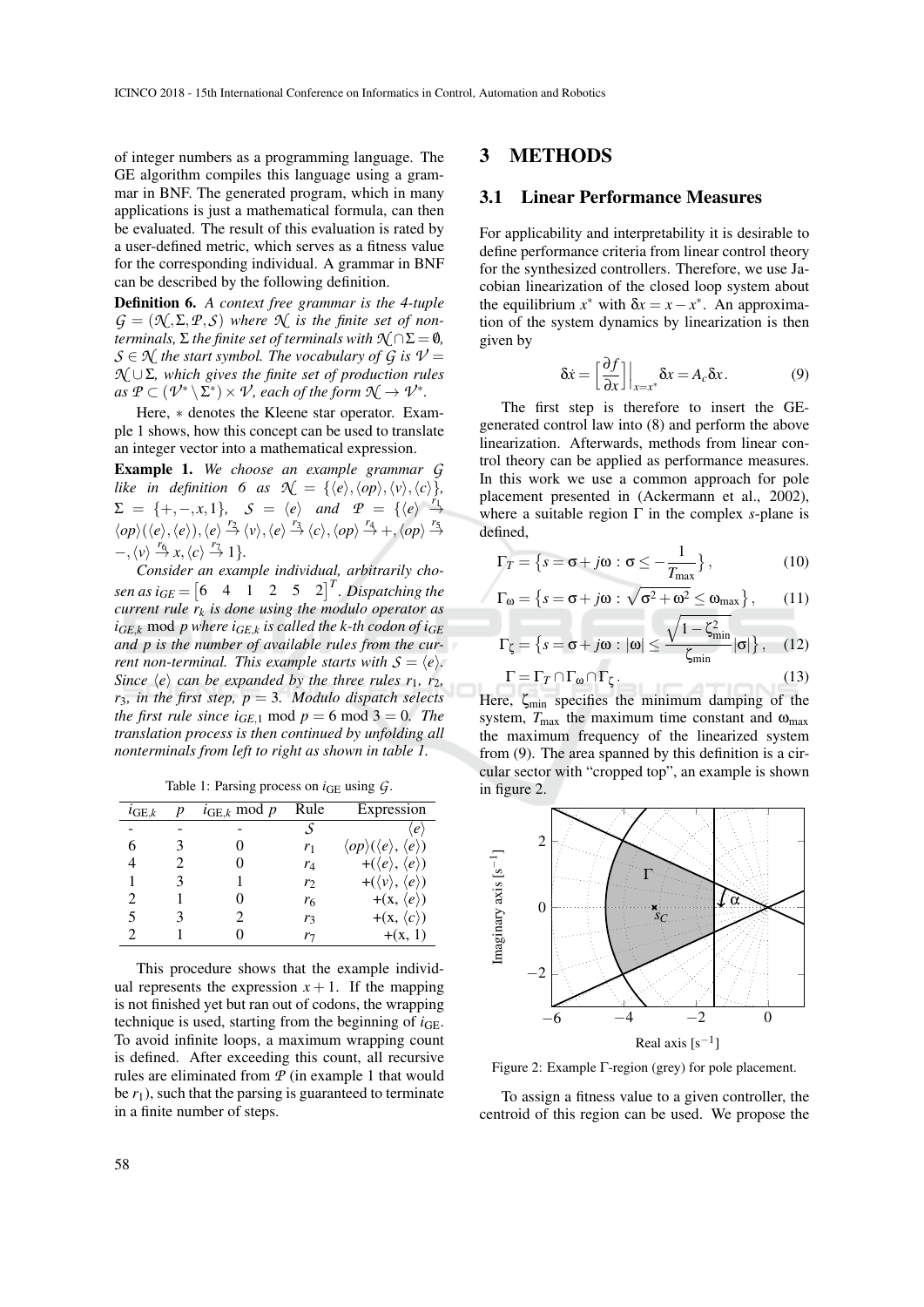of integer numbers as a programming language. The GE algorithm compiles this language using a grammar in BNF. The generated program, which in many applications is just a mathematical formula, can then be evaluated. The result of this evaluation is rated by a user-defined metric, which serves as a fitness value for the corresponding individual. A grammar in BNF can be described by the following definition.

**Definition 6.** *A context free grammar is the 4-tuple $\mathcal{G} = (\mathcal{N}, \Sigma, \mathcal{P}, \mathcal{S})$ where $\mathcal{N}$ is the finite set of nonterminals, $\Sigma$ the finite set of terminals with $\mathcal{N} \cap \Sigma = \emptyset$, $\mathcal{S} \in \mathcal{N}$ the start symbol. The vocabulary of $\mathcal{G}$ is $\mathcal{V} = \mathcal{N} \cup \Sigma$, which gives the finite set of production rules as $\mathcal{P} \subset (\mathcal{V}^* \setminus \Sigma^*) \times \mathcal{V}$, each of the form $\mathcal{N} \to \mathcal{V}^*$.*

Here, $*$ denotes the Kleene star operator. Example 1 shows, how this concept can be used to translate an integer vector into a mathematical expression.

**Example 1.** *We choose an example grammar $\mathcal{G}$ like in definition 6 as $\mathcal{N} = \{\langle e \rangle, \langle op \rangle, \langle v \rangle, \langle c \rangle\}$, $\Sigma = \{+, -, x, 1\}$, $\mathcal{S} = \langle e \rangle$ and $\mathcal{P} = \{\langle e \rangle \overset{r_1}{\to} \langle op \rangle(\langle e \rangle, \langle e \rangle), \langle e \rangle \overset{r_2}{\to} \langle v \rangle, \langle e \rangle \overset{r_3}{\to} \langle c \rangle, \langle op \rangle \overset{r_4}{\to} +, \langle op \rangle \overset{r_5}{\to} -, \langle v \rangle \overset{r_6}{\to} x, \langle c \rangle \overset{r_7}{\to} 1\}$.*

*Consider an example individual, arbitrarily chosen as $i_{GE} = \begin{bmatrix} 6 & 4 & 1 & 2 & 5 & 2 \end{bmatrix}^T$. Dispatching the current rule $r_k$ is done using the modulo operator as $i_{GE,k} \bmod p$ where $i_{GE,k}$ is called the k-th codon of $i_{GE}$ and p is the number of available rules from the current non-terminal. This example starts with $\mathcal{S} = \langle e \rangle$. Since $\langle e \rangle$ can be expanded by the three rules $r_1$, $r_2$, $r_3$, in the first step, $p = 3$. Modulo dispatch selects the first rule since $i_{GE,1} \bmod p = 6 \bmod 3 = 0$. The translation process is then continued by unfolding all nonterminals from left to right as shown in table 1.*

Table 1: Parsing process on $i_{\mathrm{GE}}$ using $\mathcal{G}$.

| $i_{\mathrm{GE},k}$ | $p$ | $i_{\mathrm{GE},k} \bmod p$ | Rule | Expression |
|---|---|---|---|---|
| - | - | - | $\mathcal{S}$ | $\langle e \rangle$ |
| 6 | 3 | 0 | $r_1$ | $\langle op \rangle(\langle e \rangle, \langle e \rangle)$ |
| 4 | 2 | 0 | $r_4$ | $+(\langle e \rangle, \langle e \rangle)$ |
| 1 | 3 | 1 | $r_2$ | $+(\langle v \rangle, \langle e \rangle)$ |
| 2 | 1 | 0 | $r_6$ | $+(\mathrm{x}, \langle e \rangle)$ |
| 5 | 3 | 2 | $r_3$ | $+(\mathrm{x}, \langle c \rangle)$ |
| 2 | 1 | 0 | $r_7$ | $+(\mathrm{x}, 1)$ |

This procedure shows that the example individual represents the expression $x + 1$. If the mapping is not finished yet but ran out of codons, the wrapping technique is used, starting from the beginning of $i_{\mathrm{GE}}$. To avoid infinite loops, a maximum wrapping count is defined. After exceeding this count, all recursive rules are eliminated from $\mathcal{P}$ (in example 1 that would be $r_1$), such that the parsing is guaranteed to terminate in a finite number of steps.

# 3 METHODS

## 3.1 Linear Performance Measures

For applicability and interpretability it is desirable to define performance criteria from linear control theory for the synthesized controllers. Therefore, we use Jacobian linearization of the closed loop system about the equilibrium $x^*$ with $\delta x = x - x^*$. An approximation of the system dynamics by linearization is then given by

$$\delta \dot{x} = \left[\frac{\partial f}{\partial x}\right]\Big|_{x=x^*} \delta x = A_c \delta x. \tag{9}$$

The first step is therefore to insert the GE-generated control law into (8) and perform the above linearization. Afterwards, methods from linear control theory can be applied as performance measures. In this work we use a common approach for pole placement presented in (Ackermann et al., 2002), where a suitable region $\Gamma$ in the complex $s$-plane is defined,

$$\Gamma_T = \left\{ s = \sigma + j\omega : \sigma \leq -\frac{1}{T_{\max}} \right\}, \tag{10}$$

$$\Gamma_\omega = \left\{ s = \sigma + j\omega : \sqrt{\sigma^2 + \omega^2} \leq \omega_{\max} \right\}, \tag{11}$$

$$\Gamma_\zeta = \left\{ s = \sigma + j\omega : |\omega| \leq \frac{\sqrt{1 - \zeta_{\min}^2}}{\zeta_{\min}} |\sigma| \right\}, \tag{12}$$

$$\Gamma = \Gamma_T \cap \Gamma_\omega \cap \Gamma_\zeta. \tag{13}$$

Here, $\zeta_{\min}$ specifies the minimum damping of the system, $T_{\max}$ the maximum time constant and $\omega_{\max}$ the maximum frequency of the linearized system from (9). The area spanned by this definition is a circular sector with "cropped top", an example is shown in figure 2.

Figure 2: Example $\Gamma$-region (grey) for pole placement.

To assign a fitness value to a given controller, the centroid of this region can be used. We propose the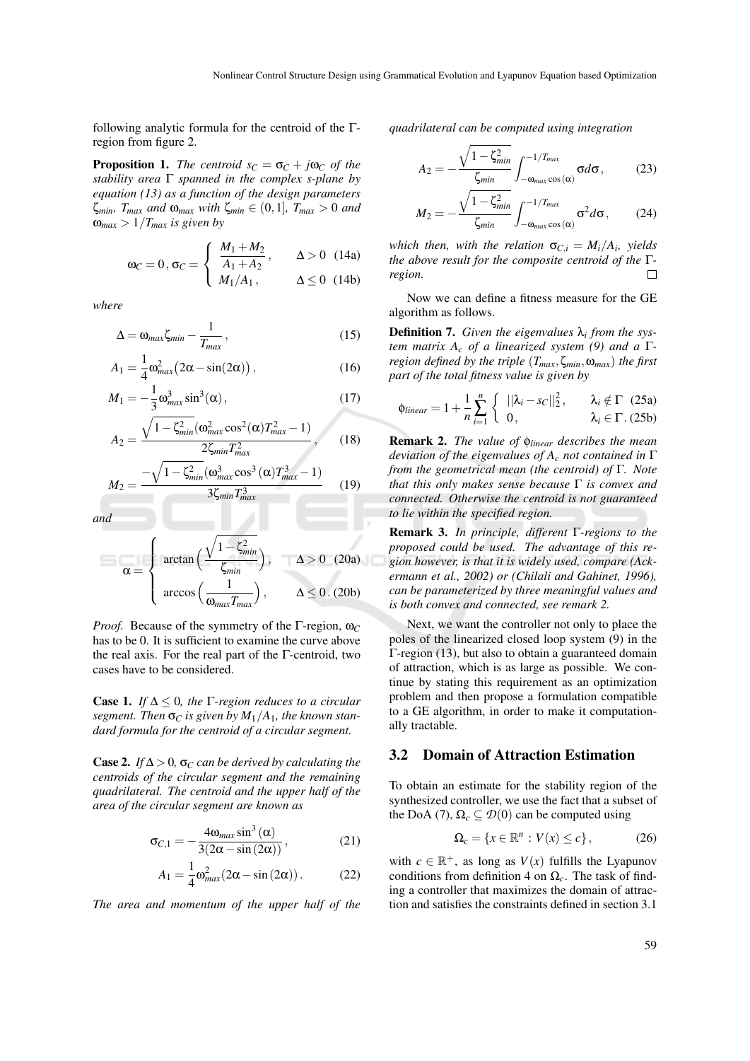following analytic formula for the centroid of the Γ-region from figure 2.

**Proposition 1.** *The centroid $s_C = \sigma_C + j\omega_C$ of the stability area Γ spanned in the complex s-plane by equation (13) as a function of the design parameters $\zeta_{min}$, $T_{max}$ and $\omega_{max}$ with $\zeta_{min} \in (0,1]$, $T_{max} > 0$ and $\omega_{max} > 1/T_{max}$ is given by*

$$\omega_C = 0\,, \sigma_C = \begin{cases} \dfrac{M_1 + M_2}{A_1 + A_2}\,, & \Delta > 0 \quad (14a) \\ M_1/A_1\,, & \Delta \leq 0 \quad (14b) \end{cases}$$

*where*

$$\Delta = \omega_{max}\zeta_{min} - \frac{1}{T_{max}}\,, \tag{15}$$

$$A_1 = \frac{1}{4}\omega_{max}^2\big(2\alpha - \sin(2\alpha)\big)\,, \tag{16}$$

$$M_1 = -\frac{1}{3}\omega_{max}^3\sin^3(\alpha)\,, \tag{17}$$

$$A_2 = \frac{\sqrt{1-\zeta_{min}^2}(\omega_{max}^2\cos^2(\alpha)T_{max}^2 - 1)}{2\zeta_{min}T_{max}^2}\,, \tag{18}$$

$$M_2 = \frac{-\sqrt{1-\zeta_{min}^2}(\omega_{max}^3\cos^3(\alpha)T_{max}^3 - 1)}{3\zeta_{min}T_{max}^3} \tag{19}$$

*and*

$$\alpha = \begin{cases} \arctan\Big(\dfrac{\sqrt{1-\zeta_{min}^2}}{\zeta_{min}}\Big)\,, & \Delta > 0 \quad (20a) \\ \arccos\Big(\dfrac{1}{\omega_{max}T_{max}}\Big)\,, & \Delta \leq 0\,. \quad (20b) \end{cases}$$

*Proof.* Because of the symmetry of the Γ-region, $\omega_C$ has to be 0. It is sufficient to examine the curve above the real axis. For the real part of the Γ-centroid, two cases have to be considered.

**Case 1.** *If $\Delta \leq 0$, the Γ-region reduces to a circular segment. Then $\sigma_C$ is given by $M_1/A_1$, the known standard formula for the centroid of a circular segment.*

**Case 2.** *If $\Delta > 0$, $\sigma_C$ can be derived by calculating the centroids of the circular segment and the remaining quadrilateral. The centroid and the upper half of the area of the circular segment are known as*

$$\sigma_{C,1} = -\frac{4\omega_{max}\sin^3(\alpha)}{3(2\alpha - \sin(2\alpha))}\,, \tag{21}$$

$$A_1 = \frac{1}{4}\omega_{max}^2(2\alpha - \sin(2\alpha))\,. \tag{22}$$

*The area and momentum of the upper half of the quadrilateral can be computed using integration*

$$A_2 = -\frac{\sqrt{1-\zeta_{min}^2}}{\zeta_{min}}\int_{-\omega_{max}\cos(\alpha)}^{-1/T_{max}} \sigma d\sigma\,, \tag{23}$$

$$M_2 = -\frac{\sqrt{1-\zeta_{min}^2}}{\zeta_{min}}\int_{-\omega_{max}\cos(\alpha)}^{-1/T_{max}} \sigma^2 d\sigma\,, \tag{24}$$

*which then, with the relation $\sigma_{C,i} = M_i/A_i$, yields the above result for the composite centroid of the Γ-region.* □

Now we can define a fitness measure for the GE algorithm as follows.

**Definition 7.** *Given the eigenvalues $\lambda_i$ from the system matrix $A_c$ of a linearized system (9) and a Γ-region defined by the triple $(T_{max}, \zeta_{min}, \omega_{max})$ the first part of the total fitness value is given by*

$$\phi_{linear} = 1 + \frac{1}{n}\sum_{i=1}^{n} \begin{cases} ||\lambda_i - s_C||_2^2\,, & \lambda_i \notin \Gamma \quad (25a) \\ 0\,, & \lambda_i \in \Gamma\,. \quad (25b) \end{cases}$$

**Remark 2.** *The value of $\phi_{linear}$ describes the mean deviation of the eigenvalues of $A_c$ not contained in Γ from the geometrical mean (the centroid) of Γ. Note that this only makes sense because Γ is convex and connected. Otherwise the centroid is not guaranteed to lie within the specified region.*

**Remark 3.** *In principle, different Γ-regions to the proposed could be used. The advantage of this region however, is that it is widely used, compare (Ackermann et al., 2002) or (Chilali and Gahinet, 1996), can be parameterized by three meaningful values and is both convex and connected, see remark 2.*

Next, we want the controller not only to place the poles of the linearized closed loop system (9) in the Γ-region (13), but also to obtain a guaranteed domain of attraction, which is as large as possible. We continue by stating this requirement as an optimization problem and then propose a formulation compatible to a GE algorithm, in order to make it computationally tractable.

### 3.2 Domain of Attraction Estimation

To obtain an estimate for the stability region of the synthesized controller, we use the fact that a subset of the DoA (7), $\Omega_c \subseteq \mathcal{D}(0)$ can be computed using

$$\Omega_c = \{x \in \mathbb{R}^n : V(x) \leq c\}\,, \tag{26}$$

with $c \in \mathbb{R}^+$, as long as $V(x)$ fulfills the Lyapunov conditions from definition 4 on $\Omega_c$. The task of finding a controller that maximizes the domain of attraction and satisfies the constraints defined in section 3.1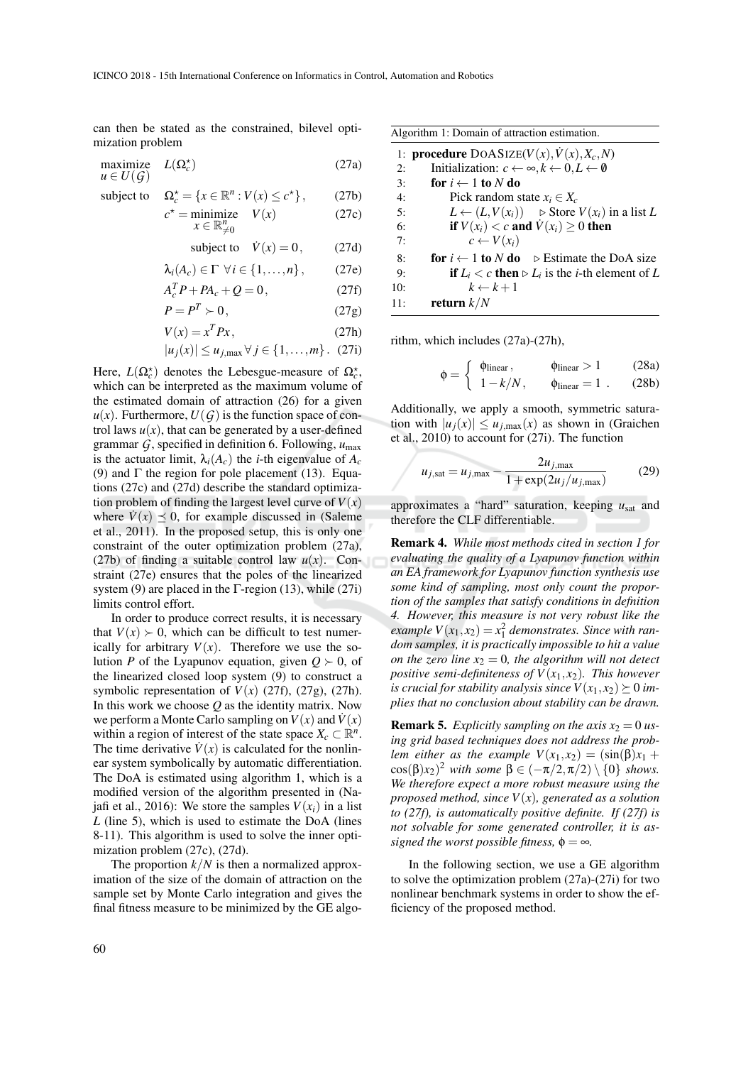can then be stated as the constrained, bilevel optimization problem

$$\underset{u \in U(\mathcal{G})}{\text{maximize}} \quad L(\Omega_c^\star) \tag{27a}$$

$$\text{subject to} \quad \Omega_c^\star = \{x \in \mathbb{R}^n : V(x) \le c^\star\}, \tag{27b}$$

$$c^\star = \underset{x \in \mathbb{R}^n_{\neq 0}}{\text{minimize}} \quad V(x) \tag{27c}$$

$$\text{subject to} \quad \dot{V}(x) = 0, \tag{27d}$$

$$\lambda_i(A_c) \in \Gamma \;\; \forall i \in \{1, \ldots, n\}, \tag{27e}$$

$$A_c^T P + P A_c + Q = 0, \tag{27f}$$

$$P = P^T \succ 0, \tag{27g}$$

$$V(x) = x^T P x, \tag{27h}$$

$$|u_j(x)| \le u_{j,\max} \, \forall j \in \{1, \ldots, m\}. \tag{27i}$$

Here, $L(\Omega_c^\star)$ denotes the Lebesgue-measure of $\Omega_c^\star$, which can be interpreted as the maximum volume of the estimated domain of attraction (26) for a given $u(x)$. Furthermore, $U(\mathcal{G})$ is the function space of control laws $u(x)$, that can be generated by a user-defined grammar $\mathcal{G}$, specified in definition 6. Following, $u_{\max}$ is the actuator limit, $\lambda_i(A_c)$ the $i$-th eigenvalue of $A_c$ (9) and $\Gamma$ the region for pole placement (13). Equations (27c) and (27d) describe the standard optimization problem of finding the largest level curve of $V(x)$ where $\dot{V}(x) \preceq 0$, for example discussed in (Saleme et al., 2011). In the proposed setup, this is only one constraint of the outer optimization problem (27a), (27b) of finding a suitable control law $u(x)$. Constraint (27e) ensures that the poles of the linearized system (9) are placed in the $\Gamma$-region (13), while (27i) limits control effort.

In order to produce correct results, it is necessary that $V(x) \succ 0$, which can be difficult to test numerically for arbitrary $V(x)$. Therefore we use the solution $P$ of the Lyapunov equation, given $Q \succ 0$, of the linearized closed loop system (9) to construct a symbolic representation of $V(x)$ (27f), (27g), (27h). In this work we choose $Q$ as the identity matrix. Now we perform a Monte Carlo sampling on $V(x)$ and $\dot{V}(x)$ within a region of interest of the state space $X_c \subset \mathbb{R}^n$. The time derivative $\dot{V}(x)$ is calculated for the nonlinear system symbolically by automatic differentiation. The DoA is estimated using algorithm 1, which is a modified version of the algorithm presented in (Najafi et al., 2016): We store the samples $V(x_i)$ in a list $L$ (line 5), which is used to estimate the DoA (lines 8-11). This algorithm is used to solve the inner optimization problem (27c), (27d).

The proportion $k/N$ is then a normalized approximation of the size of the domain of attraction on the sample set by Monte Carlo integration and gives the final fitness measure to be minimized by the GE algorithm, which includes (27a)-(27h),

Algorithm 1: Domain of attraction estimation.

```
1:  procedure DOASIZE(V(x), V̇(x), X_c, N)
2:      Initialization: c ← ∞, k ← 0, L ← ∅
3:      for i ← 1 to N do
4:          Pick random state x_i ∈ X_c
5:          L ← (L, V(x_i))      ▷ Store V(x_i) in a list L
6:          if V(x_i) < c and V̇(x_i) ≥ 0 then
7:              c ← V(x_i)
8:      for i ← 1 to N do     ▷ Estimate the DoA size
9:          if L_i < c then ▷ L_i is the i-th element of L
10:             k ← k + 1
11:     return k/N
```

$$\phi = \begin{cases} \phi_{\text{linear}}, & \phi_{\text{linear}} > 1 \qquad (28a) \\ 1 - k/N, & \phi_{\text{linear}} = 1 \;. \qquad (28b) \end{cases}$$

Additionally, we apply a smooth, symmetric saturation with $|u_j(x)| \le u_{j,\max}(x)$ as shown in (Graichen et al., 2010) to account for (27i). The function

$$u_{j,\text{sat}} = u_{j,\max} - \frac{2u_{j,\max}}{1 + \exp(2u_j/u_{j,\max})} \tag{29}$$

approximates a "hard" saturation, keeping $u_{\text{sat}}$ and therefore the CLF differentiable.

**Remark 4.** *While most methods cited in section 1 for evaluating the quality of a Lyapunov function within an EA framework for Lyapunov function synthesis use some kind of sampling, most only count the proportion of the samples that satisfy conditions in definition 4. However, this measure is not very robust like the example $V(x_1, x_2) = x_1^2$ demonstrates. Since with random samples, it is practically impossible to hit a value on the zero line $x_2 = 0$, the algorithm will not detect positive semi-definiteness of $V(x_1, x_2)$. This however is crucial for stability analysis since $V(x_1, x_2) \succeq 0$ implies that no conclusion about stability can be drawn.*

**Remark 5.** *Explicitly sampling on the axis $x_2 = 0$ using grid based techniques does not address the problem either as the example $V(x_1, x_2) = (\sin(\beta)x_1 + \cos(\beta)x_2)^2$ with some $\beta \in (-\pi/2, \pi/2) \setminus \{0\}$ shows. We therefore expect a more robust measure using the proposed method, since $V(x)$, generated as a solution to (27f), is automatically positive definite. If (27f) is not solvable for some generated controller, it is assigned the worst possible fitness, $\phi = \infty$.*

In the following section, we use a GE algorithm to solve the optimization problem (27a)-(27i) for two nonlinear benchmark systems in order to show the efficiency of the proposed method.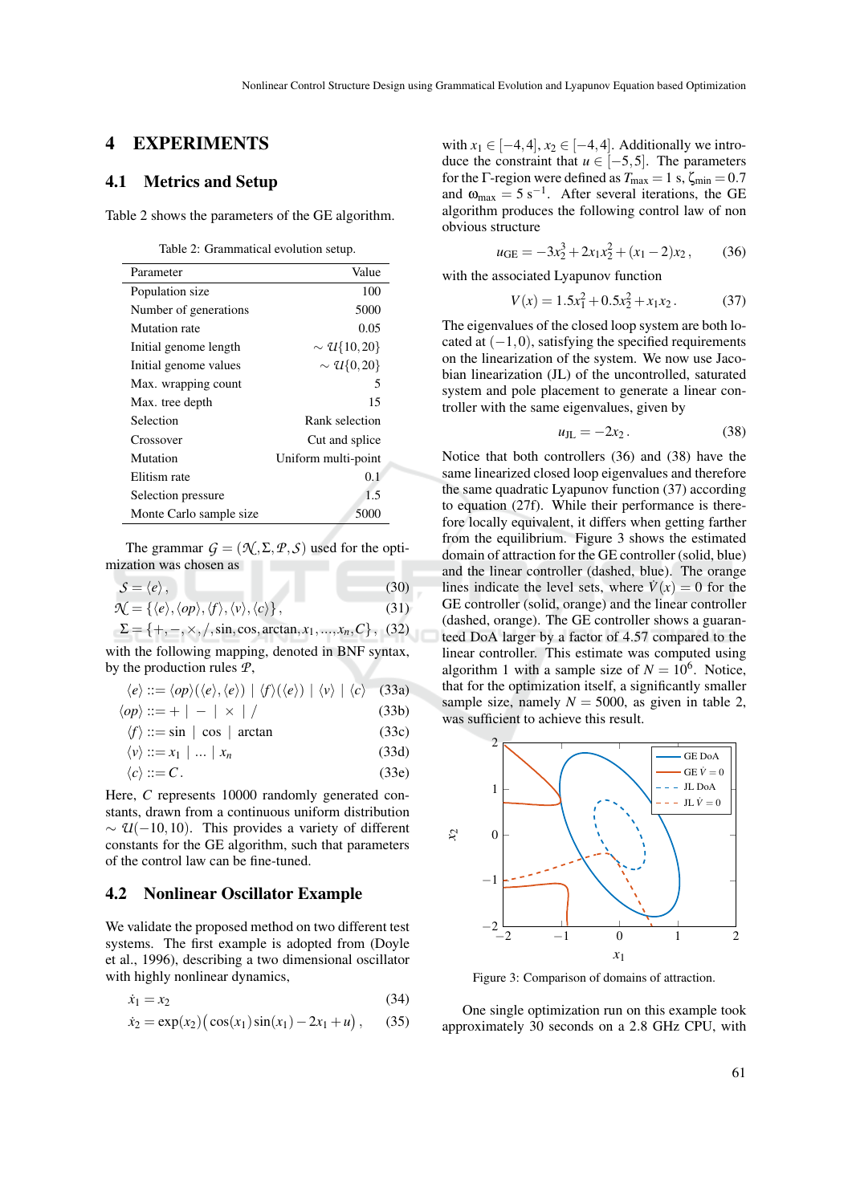# 4 EXPERIMENTS

## 4.1 Metrics and Setup

Table 2 shows the parameters of the GE algorithm.

Table 2: Grammatical evolution setup.

| Parameter | Value |
|---|---|
| Population size | 100 |
| Number of generations | 5000 |
| Mutation rate | 0.05 |
| Initial genome length | $\sim \mathcal{U}\{10,20\}$ |
| Initial genome values | $\sim \mathcal{U}\{0,20\}$ |
| Max. wrapping count | 5 |
| Max. tree depth | 15 |
| Selection | Rank selection |
| Crossover | Cut and splice |
| Mutation | Uniform multi-point |
| Elitism rate | 0.1 |
| Selection pressure | 1.5 |
| Monte Carlo sample size | 5000 |

The grammar $\mathcal{G} = (\mathcal{N}, \Sigma, \mathcal{P}, \mathcal{S})$ used for the optimization was chosen as

$$\mathcal{S} = \langle e \rangle , \tag{30}$$

$$\mathcal{N} = \{\langle e \rangle, \langle op \rangle, \langle f \rangle, \langle v \rangle, \langle c \rangle\} , \tag{31}$$

$$\Sigma = \{+, -, \times, /, \sin, \cos, \arctan, x_1, ..., x_n, C\} , \tag{32}$$

with the following mapping, denoted in BNF syntax, by the production rules $\mathcal{P}$,

$$\langle e \rangle ::= \langle op \rangle (\langle e \rangle, \langle e \rangle) \mid \langle f \rangle (\langle e \rangle) \mid \langle v \rangle \mid \langle c \rangle \tag{33a}$$

$$\langle op \rangle ::= + \mid - \mid \times \mid / \tag{33b}$$

$$\langle f \rangle ::= \sin \mid \cos \mid \arctan \tag{33c}$$

$$\langle v \rangle ::= x_1 \mid ... \mid x_n \tag{33d}$$

$$\langle c \rangle ::= C . \tag{33e}$$

Here, $C$ represents 10000 randomly generated constants, drawn from a continuous uniform distribution $\sim \mathcal{U}(-10, 10)$. This provides a variety of different constants for the GE algorithm, such that parameters of the control law can be fine-tuned.

## 4.2 Nonlinear Oscillator Example

We validate the proposed method on two different test systems. The first example is adopted from (Doyle et al., 1996), describing a two dimensional oscillator with highly nonlinear dynamics,

$$\dot{x}_1 = x_2 \tag{34}$$

$$\dot{x}_2 = \exp(x_2)\big(\cos(x_1)\sin(x_1) - 2x_1 + u\big) , \tag{35}$$

with $x_1 \in [-4, 4]$, $x_2 \in [-4, 4]$. Additionally we introduce the constraint that $u \in [-5, 5]$. The parameters for the $\Gamma$-region were defined as $T_{\max} = 1$ s, $\zeta_{\min} = 0.7$ and $\omega_{\max} = 5\ \text{s}^{-1}$. After several iterations, the GE algorithm produces the following control law of non obvious structure

$$u_{\text{GE}} = -3x_2^3 + 2x_1x_2^2 + (x_1 - 2)x_2 , \tag{36}$$

with the associated Lyapunov function

$$V(x) = 1.5x_1^2 + 0.5x_2^2 + x_1x_2 . \tag{37}$$

The eigenvalues of the closed loop system are both located at $(-1, 0)$, satisfying the specified requirements on the linearization of the system. We now use Jacobian linearization (JL) of the uncontrolled, saturated system and pole placement to generate a linear controller with the same eigenvalues, given by

$$u_{\text{JL}} = -2x_2 . \tag{38}$$

Notice that both controllers (36) and (38) have the same linearized closed loop eigenvalues and therefore the same quadratic Lyapunov function (37) according to equation (27f). While their performance is therefore locally equivalent, it differs when getting farther from the equilibrium. Figure 3 shows the estimated domain of attraction for the GE controller (solid, blue) and the linear controller (dashed, blue). The orange lines indicate the level sets, where $\dot{V}(x) = 0$ for the GE controller (solid, orange) and the linear controller (dashed, orange). The GE controller shows a guaranteed DoA larger by a factor of 4.57 compared to the linear controller. This estimate was computed using algorithm 1 with a sample size of $N = 10^6$. Notice, that for the optimization itself, a significantly smaller sample size, namely $N = 5000$, as given in table 2, was sufficient to achieve this result.

Figure 3: Comparison of domains of attraction.

One single optimization run on this example took approximately 30 seconds on a 2.8 GHz CPU, with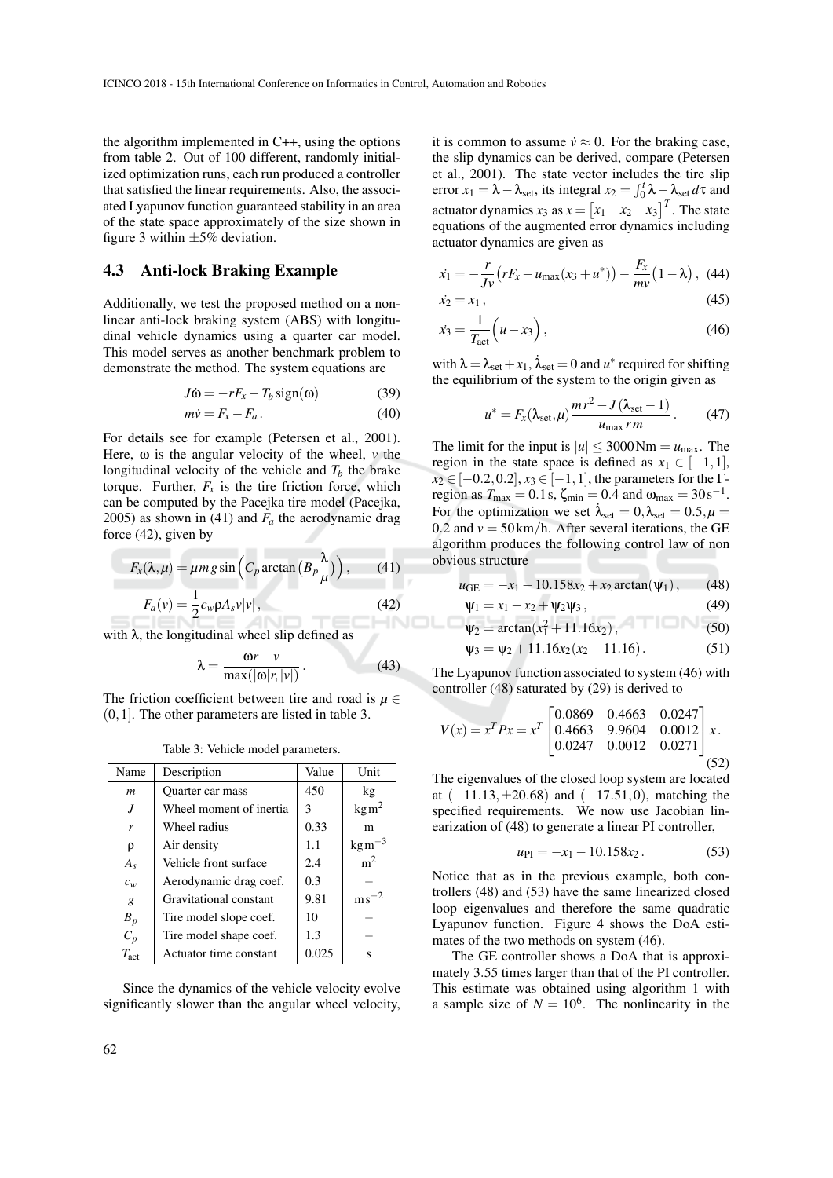the algorithm implemented in C++, using the options from table 2. Out of 100 different, randomly initialized optimization runs, each run produced a controller that satisfied the linear requirements. Also, the associated Lyapunov function guaranteed stability in an area of the state space approximately of the size shown in figure 3 within $\pm 5\%$ deviation.

### 4.3 Anti-lock Braking Example

Additionally, we test the proposed method on a nonlinear anti-lock braking system (ABS) with longitudinal vehicle dynamics using a quarter car model. This model serves as another benchmark problem to demonstrate the method. The system equations are

$$J\dot{\omega} = -rF_x - T_b \operatorname{sign}(\omega) \tag{39}$$

$$m\dot{v} = F_x - F_a . \tag{40}$$

For details see for example (Petersen et al., 2001). Here, $\omega$ is the angular velocity of the wheel, $v$ the longitudinal velocity of the vehicle and $T_b$ the brake torque. Further, $F_x$ is the tire friction force, which can be computed by the Pacejka tire model (Pacejka, 2005) as shown in (41) and $F_a$ the aerodynamic drag force (42), given by

$$F_x(\lambda, \mu) = \mu m g \sin\left(C_p \arctan\left(B_p \frac{\lambda}{\mu}\right)\right), \tag{41}$$

$$F_a(v) = \frac{1}{2} c_w \rho A_s v|v| , \tag{42}$$

with $\lambda$, the longitudinal wheel slip defined as

$$\lambda = \frac{\omega r - v}{\max(|\omega| r, |v|)} . \tag{43}$$

The friction coefficient between tire and road is $\mu \in (0, 1]$. The other parameters are listed in table 3.

Table 3: Vehicle model parameters.

| Name | Description | Value | Unit |
|---|---|---|---|
| $m$ | Quarter car mass | 450 | kg |
| $J$ | Wheel moment of inertia | 3 | $\mathrm{kg\,m^2}$ |
| $r$ | Wheel radius | 0.33 | m |
| $\rho$ | Air density | 1.1 | $\mathrm{kg\,m^{-3}}$ |
| $A_s$ | Vehicle front surface | 2.4 | $\mathrm{m^2}$ |
| $c_w$ | Aerodynamic drag coef. | 0.3 | – |
| $g$ | Gravitational constant | 9.81 | $\mathrm{m\,s^{-2}}$ |
| $B_p$ | Tire model slope coef. | 10 | – |
| $C_p$ | Tire model shape coef. | 1.3 | – |
| $T_{\text{act}}$ | Actuator time constant | 0.025 | s |

Since the dynamics of the vehicle velocity evolve significantly slower than the angular wheel velocity, it is common to assume $\dot{v} \approx 0$. For the braking case, the slip dynamics can be derived, compare (Petersen et al., 2001). The state vector includes the tire slip error $x_1 = \lambda - \lambda_{\text{set}}$, its integral $x_2 = \int_0^t \lambda - \lambda_{\text{set}} \, d\tau$ and actuator dynamics $x_3$ as $x = \begin{bmatrix} x_1 & x_2 & x_3 \end{bmatrix}^T$. The state equations of the augmented error dynamics including actuator dynamics are given as

$$\dot{x_1} = -\frac{r}{Jv}\left(rF_x - u_{\max}(x_3 + u^*)\right) - \frac{F_x}{mv}\left(1 - \lambda\right), \tag{44}$$

$$\dot{x_2} = x_1 , \tag{45}$$

$$\dot{x_3} = \frac{1}{T_{\text{act}}}\left(u - x_3\right), \tag{46}$$

with $\lambda = \lambda_{\text{set}} + x_1$, $\dot{\lambda}_{\text{set}} = 0$ and $u^*$ required for shifting the equilibrium of the system to the origin given as

$$u^* = F_x(\lambda_{\text{set}}, \mu) \frac{m r^2 - J(\lambda_{\text{set}} - 1)}{u_{\max} r m} . \tag{47}$$

The limit for the input is $|u| \leq 3000\,\mathrm{Nm} = u_{\max}$. The region in the state space is defined as $x_1 \in [-1, 1]$, $x_2 \in [-0.2, 0.2]$, $x_3 \in [-1, 1]$, the parameters for the $\Gamma$-region as $T_{\max} = 0.1\,\mathrm{s}$, $\zeta_{\min} = 0.4$ and $\omega_{\max} = 30\,\mathrm{s}^{-1}$. For the optimization we set $\dot{\lambda}_{\text{set}} = 0, \lambda_{\text{set}} = 0.5, \mu = 0.2$ and $v = 50\,\mathrm{km/h}$. After several iterations, the GE algorithm produces the following control law of non obvious structure

$$u_{\text{GE}} = -x_1 - 10.158 x_2 + x_2 \arctan(\psi_1) , \tag{48}$$

$$\psi_1 = x_1 - x_2 + \psi_2 \psi_3 , \tag{49}$$

$$\psi_2 = \arctan(x_1^2 + 11.16 x_2) , \tag{50}$$

$$\psi_3 = \psi_2 + 11.16 x_2 (x_2 - 11.16) . \tag{51}$$

The Lyapunov function associated to system (46) with controller (48) saturated by (29) is derived to

$$V(x) = x^T P x = x^T \begin{bmatrix} 0.0869 & 0.4663 & 0.0247 \\ 0.4663 & 9.9604 & 0.0012 \\ 0.0247 & 0.0012 & 0.0271 \end{bmatrix} x . \tag{52}$$

The eigenvalues of the closed loop system are located at $(-11.13, \pm 20.68)$ and $(-17.51, 0)$, matching the specified requirements. We now use Jacobian linearization of (48) to generate a linear PI controller,

$$u_{\text{PI}} = -x_1 - 10.158 x_2 . \tag{53}$$

Notice that as in the previous example, both controllers (48) and (53) have the same linearized closed loop eigenvalues and therefore the same quadratic Lyapunov function. Figure 4 shows the DoA estimates of the two methods on system (46).

The GE controller shows a DoA that is approximately 3.55 times larger than that of the PI controller. This estimate was obtained using algorithm 1 with a sample size of $N = 10^6$. The nonlinearity in the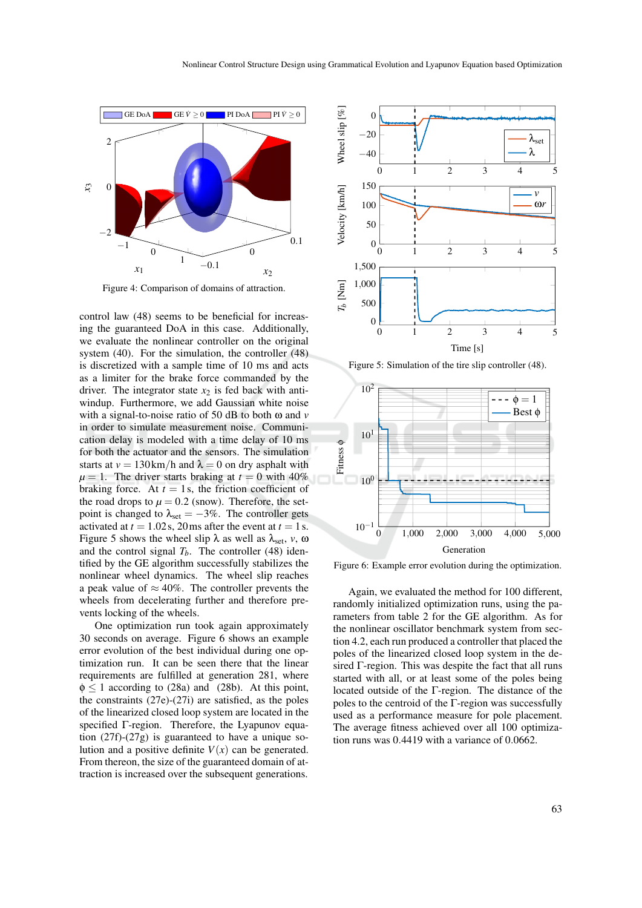Figure 4: Comparison of domains of attraction.

control law (48) seems to be beneficial for increasing the guaranteed DoA in this case. Additionally, we evaluate the nonlinear controller on the original system (40). For the simulation, the controller (48) is discretized with a sample time of 10 ms and acts as a limiter for the brake force commanded by the driver. The integrator state $x_2$ is fed back with anti-windup. Furthermore, we add Gaussian white noise with a signal-to-noise ratio of 50 dB to both $\omega$ and $v$ in order to simulate measurement noise. Communication delay is modeled with a time delay of 10 ms for both the actuator and the sensors. The simulation starts at $v = 130\,\mathrm{km/h}$ and $\lambda = 0$ on dry asphalt with $\mu = 1$. The driver starts braking at $t = 0$ with 40% braking force. At $t = 1\,\mathrm{s}$, the friction coefficient of the road drops to $\mu = 0.2$ (snow). Therefore, the set-point is changed to $\lambda_{\mathrm{set}} = -3\%$. The controller gets activated at $t = 1.02\,\mathrm{s}$, 20 ms after the event at $t = 1\,\mathrm{s}$. Figure 5 shows the wheel slip $\lambda$ as well as $\lambda_{\mathrm{set}}$, $v$, $\omega$ and the control signal $T_b$. The controller (48) identified by the GE algorithm successfully stabilizes the nonlinear wheel dynamics. The wheel slip reaches a peak value of $\approx 40\%$. The controller prevents the wheels from decelerating further and therefore prevents locking of the wheels.

One optimization run took again approximately 30 seconds on average. Figure 6 shows an example error evolution of the best individual during one optimization run. It can be seen there that the linear requirements are fulfilled at generation 281, where $\phi \leq 1$ according to (28a) and (28b). At this point, the constraints (27e)-(27i) are satisfied, as the poles of the linearized closed loop system are located in the specified $\Gamma$-region. Therefore, the Lyapunov equation (27f)-(27g) is guaranteed to have a unique solution and a positive definite $V(x)$ can be generated. From thereon, the size of the guaranteed domain of attraction is increased over the subsequent generations.

Figure 5: Simulation of the tire slip controller (48).

Figure 6: Example error evolution during the optimization.

Again, we evaluated the method for 100 different, randomly initialized optimization runs, using the parameters from table 2 for the GE algorithm. As for the nonlinear oscillator benchmark system from section 4.2, each run produced a controller that placed the poles of the linearized closed loop system in the desired $\Gamma$-region. This was despite the fact that all runs started with all, or at least some of the poles being located outside of the $\Gamma$-region. The distance of the poles to the centroid of the $\Gamma$-region was successfully used as a performance measure for pole placement. The average fitness achieved over all 100 optimization runs was 0.4419 with a variance of 0.0662.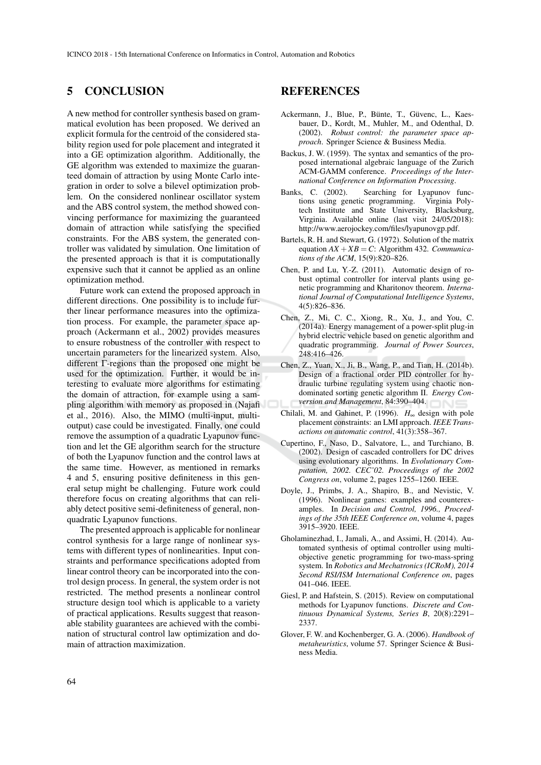## 5 CONCLUSION

A new method for controller synthesis based on grammatical evolution has been proposed. We derived an explicit formula for the centroid of the considered stability region used for pole placement and integrated it into a GE optimization algorithm. Additionally, the GE algorithm was extended to maximize the guaranteed domain of attraction by using Monte Carlo integration in order to solve a bilevel optimization problem. On the considered nonlinear oscillator system and the ABS control system, the method showed convincing performance for maximizing the guaranteed domain of attraction while satisfying the specified constraints. For the ABS system, the generated controller was validated by simulation. One limitation of the presented approach is that it is computationally expensive such that it cannot be applied as an online optimization method.

Future work can extend the proposed approach in different directions. One possibility is to include further linear performance measures into the optimization process. For example, the parameter space approach (Ackermann et al., 2002) provides measures to ensure robustness of the controller with respect to uncertain parameters for the linearized system. Also, different $\Gamma$-regions than the proposed one might be used for the optimization. Further, it would be interesting to evaluate more algorithms for estimating the domain of attraction, for example using a sampling algorithm with memory as proposed in (Najafi et al., 2016). Also, the MIMO (multi-input, multi-output) case could be investigated. Finally, one could remove the assumption of a quadratic Lyapunov function and let the GE algorithm search for the structure of both the Lyapunov function and the control laws at the same time. However, as mentioned in remarks 4 and 5, ensuring positive definiteness in this general setup might be challenging. Future work could therefore focus on creating algorithms that can reliably detect positive semi-definiteness of general, non-quadratic Lyapunov functions.

The presented approach is applicable for nonlinear control synthesis for a large range of nonlinear systems with different types of nonlinearities. Input constraints and performance specifications adopted from linear control theory can be incorporated into the control design process. In general, the system order is not restricted. The method presents a nonlinear control structure design tool which is applicable to a variety of practical applications. Results suggest that reasonable stability guarantees are achieved with the combination of structural control law optimization and domain of attraction maximization.

## REFERENCES

Ackermann, J., Blue, P., Bünte, T., Güvenc, L., Kaesbauer, D., Kordt, M., Muhler, M., and Odenthal, D. (2002). *Robust control: the parameter space approach*. Springer Science & Business Media.

Backus, J. W. (1959). The syntax and semantics of the proposed international algebraic language of the Zurich ACM-GAMM conference. *Proceedings of the International Conference on Information Processing*.

Banks, C. (2002). Searching for Lyapunov functions using genetic programming. Virginia Polytech Institute and State University, Blacksburg, Virginia. Available online (last visit 24/05/2018): http://www.aerojockey.com/files/lyapunovgp.pdf.

Bartels, R. H. and Stewart, G. (1972). Solution of the matrix equation $AX + XB = C$: Algorithm 432. *Communications of the ACM*, 15(9):820–826.

Chen, P. and Lu, Y.-Z. (2011). Automatic design of robust optimal controller for interval plants using genetic programming and Kharitonov theorem. *International Journal of Computational Intelligence Systems*, 4(5):826–836.

Chen, Z., Mi, C. C., Xiong, R., Xu, J., and You, C. (2014a). Energy management of a power-split plug-in hybrid electric vehicle based on genetic algorithm and quadratic programming. *Journal of Power Sources*, 248:416–426.

Chen, Z., Yuan, X., Ji, B., Wang, P., and Tian, H. (2014b). Design of a fractional order PID controller for hydraulic turbine regulating system using chaotic non-dominated sorting genetic algorithm II. *Energy Conversion and Management*, 84:390–404.

Chilali, M. and Gahinet, P. (1996). $H_\infty$ design with pole placement constraints: an LMI approach. *IEEE Transactions on automatic control*, 41(3):358–367.

Cupertino, F., Naso, D., Salvatore, L., and Turchiano, B. (2002). Design of cascaded controllers for DC drives using evolutionary algorithms. In *Evolutionary Computation, 2002. CEC'02. Proceedings of the 2002 Congress on*, volume 2, pages 1255–1260. IEEE.

Doyle, J., Primbs, J. A., Shapiro, B., and Nevistic, V. (1996). Nonlinear games: examples and counterexamples. In *Decision and Control, 1996., Proceedings of the 35th IEEE Conference on*, volume 4, pages 3915–3920. IEEE.

Gholaminezhad, I., Jamali, A., and Assimi, H. (2014). Automated synthesis of optimal controller using multi-objective genetic programming for two-mass-spring system. In *Robotics and Mechatronics (ICRoM), 2014 Second RSI/ISM International Conference on*, pages 041–046. IEEE.

Giesl, P. and Hafstein, S. (2015). Review on computational methods for Lyapunov functions. *Discrete and Continuous Dynamical Systems, Series B*, 20(8):2291–2337.

Glover, F. W. and Kochenberger, G. A. (2006). *Handbook of metaheuristics*, volume 57. Springer Science & Business Media.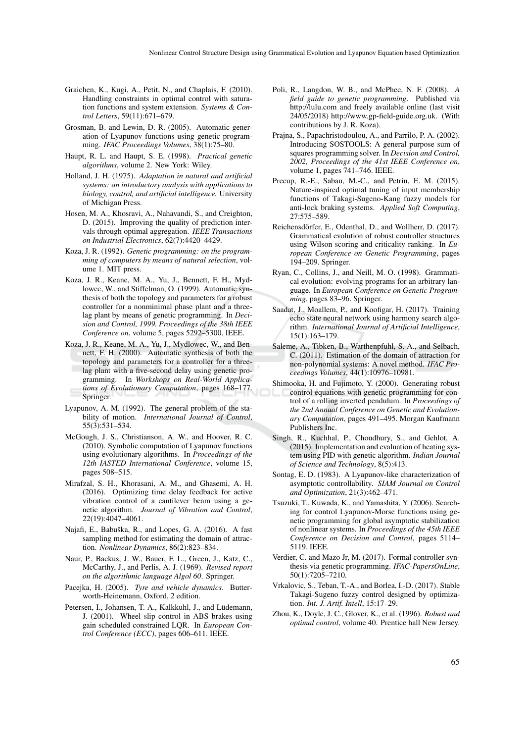Graichen, K., Kugi, A., Petit, N., and Chaplais, F. (2010). Handling constraints in optimal control with saturation functions and system extension. *Systems & Control Letters*, 59(11):671–679.

Grosman, B. and Lewin, D. R. (2005). Automatic generation of Lyapunov functions using genetic programming. *IFAC Proceedings Volumes*, 38(1):75–80.

Haupt, R. L. and Haupt, S. E. (1998). *Practical genetic algorithms*, volume 2. New York: Wiley.

Holland, J. H. (1975). *Adaptation in natural and artificial systems: an introductory analysis with applications to biology, control, and artificial intelligence.* University of Michigan Press.

Hosen, M. A., Khosravi, A., Nahavandi, S., and Creighton, D. (2015). Improving the quality of prediction intervals through optimal aggregation. *IEEE Transactions on Industrial Electronics*, 62(7):4420–4429.

Koza, J. R. (1992). *Genetic programming: on the programming of computers by means of natural selection*, volume 1. MIT press.

Koza, J. R., Keane, M. A., Yu, J., Bennett, F. H., Mydlowec, W., and Stiffelman, O. (1999). Automatic synthesis of both the topology and parameters for a robust controller for a nonminimal phase plant and a three-lag plant by means of genetic programming. In *Decision and Control, 1999. Proceedings of the 38th IEEE Conference on*, volume 5, pages 5292–5300. IEEE.

Koza, J. R., Keane, M. A., Yu, J., Mydlowec, W., and Bennett, F. H. (2000). Automatic synthesis of both the topology and parameters for a controller for a three-lag plant with a five-second delay using genetic programming. In *Workshops on Real-World Applications of Evolutionary Computation*, pages 168–177. Springer.

Lyapunov, A. M. (1992). The general problem of the stability of motion. *International Journal of Control*, 55(3):531–534.

McGough, J. S., Christianson, A. W., and Hoover, R. C. (2010). Symbolic computation of Lyapunov functions using evolutionary algorithms. In *Proceedings of the 12th IASTED International Conference*, volume 15, pages 508–515.

Mirafzal, S. H., Khorasani, A. M., and Ghasemi, A. H. (2016). Optimizing time delay feedback for active vibration control of a cantilever beam using a genetic algorithm. *Journal of Vibration and Control*, 22(19):4047–4061.

Najafi, E., Babuška, R., and Lopes, G. A. (2016). A fast sampling method for estimating the domain of attraction. *Nonlinear Dynamics*, 86(2):823–834.

Naur, P., Backus, J. W., Bauer, F. L., Green, J., Katz, C., McCarthy, J., and Perlis, A. J. (1969). *Revised report on the algorithmic language Algol 60*. Springer.

Pacejka, H. (2005). *Tyre and vehicle dynamics*. Butterworth-Heinemann, Oxford, 2 edition.

Petersen, I., Johansen, T. A., Kalkkuhl, J., and Lüdemann, J. (2001). Wheel slip control in ABS brakes using gain scheduled constrained LQR. In *European Control Conference (ECC)*, pages 606–611. IEEE.

Poli, R., Langdon, W. B., and McPhee, N. F. (2008). *A field guide to genetic programming*. Published via http://lulu.com and freely available online (last visit 24/05/2018) http://www.gp-field-guide.org.uk. (With contributions by J. R. Koza).

Prajna, S., Papachristodoulou, A., and Parrilo, P. A. (2002). Introducing SOSTOOLS: A general purpose sum of squares programming solver. In *Decision and Control, 2002, Proceedings of the 41st IEEE Conference on*, volume 1, pages 741–746. IEEE.

Precup, R.-E., Sabau, M.-C., and Petriu, E. M. (2015). Nature-inspired optimal tuning of input membership functions of Takagi-Sugeno-Kang fuzzy models for anti-lock braking systems. *Applied Soft Computing*, 27:575–589.

Reichensdörfer, E., Odenthal, D., and Wollherr, D. (2017). Grammatical evolution of robust controller structures using Wilson scoring and criticality ranking. In *European Conference on Genetic Programming*, pages 194–209. Springer.

Ryan, C., Collins, J., and Neill, M. O. (1998). Grammatical evolution: evolving programs for an arbitrary language. In *European Conference on Genetic Programming*, pages 83–96. Springer.

Saadat, J., Moallem, P., and Koofigar, H. (2017). Training echo state neural network using harmony search algorithm. *International Journal of Artificial Intelligence*, 15(1):163–179.

Saleme, A., Tibken, B., Warthenpfuhl, S. A., and Selbach, C. (2011). Estimation of the domain of attraction for non-polynomial systems: A novel method. *IFAC Proceedings Volumes*, 44(1):10976–10981.

Shimooka, H. and Fujimoto, Y. (2000). Generating robust control equations with genetic programming for control of a rolling inverted pendulum. In *Proceedings of the 2nd Annual Conference on Genetic and Evolutionary Computation*, pages 491–495. Morgan Kaufmann Publishers Inc.

Singh, R., Kuchhal, P., Choudhury, S., and Gehlot, A. (2015). Implementation and evaluation of heating system using PID with genetic algorithm. *Indian Journal of Science and Technology*, 8(5):413.

Sontag, E. D. (1983). A Lyapunov-like characterization of asymptotic controllability. *SIAM Journal on Control and Optimization*, 21(3):462–471.

Tsuzuki, T., Kuwada, K., and Yamashita, Y. (2006). Searching for control Lyapunov-Morse functions using genetic programming for global asymptotic stabilization of nonlinear systems. In *Proceedings of the 45th IEEE Conference on Decision and Control*, pages 5114–5119. IEEE.

Verdier, C. and Mazo Jr, M. (2017). Formal controller synthesis via genetic programming. *IFAC-PapersOnLine*, 50(1):7205–7210.

Vrkalovic, S., Teban, T.-A., and Borlea, I.-D. (2017). Stable Takagi-Sugeno fuzzy control designed by optimization. *Int. J. Artif. Intell*, 15:17–29.

Zhou, K., Doyle, J. C., Glover, K., et al. (1996). *Robust and optimal control*, volume 40. Prentice hall New Jersey.